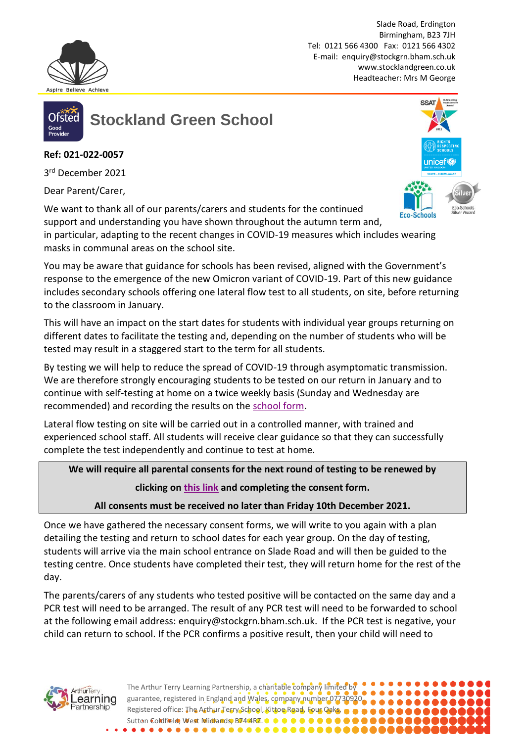Aspire Believe Achieve

Slade Road, Erdington
Birmingham, B23 7JH
Tel: 0121 566 4300 Fax: 0121 566 4302
E-mail: enquiry@stockgrn.bham.sch.uk
www.stocklandgreen.co.uk
Headteacher: Mrs M George

# Stockland Green School

**Ref: 021-022-0057**

3rd December 2021

Dear Parent/Carer,

We want to thank all of our parents/carers and students for the continued support and understanding you have shown throughout the autumn term and, in particular, adapting to the recent changes in COVID-19 measures which includes wearing masks in communal areas on the school site.

You may be aware that guidance for schools has been revised, aligned with the Government's response to the emergence of the new Omicron variant of COVID-19. Part of this new guidance includes secondary schools offering one lateral flow test to all students, on site, before returning to the classroom in January.

This will have an impact on the start dates for students with individual year groups returning on different dates to facilitate the testing and, depending on the number of students who will be tested may result in a staggered start to the term for all students.

By testing we will help to reduce the spread of COVID-19 through asymptomatic transmission. We are therefore strongly encouraging students to be tested on our return in January and to continue with self-testing at home on a twice weekly basis (Sunday and Wednesday are recommended) and recording the results on the school form.

Lateral flow testing on site will be carried out in a controlled manner, with trained and experienced school staff. All students will receive clear guidance so that they can successfully complete the test independently and continue to test at home.

**We will require all parental consents for the next round of testing to be renewed by clicking on this link and completing the consent form.**

**All consents must be received no later than Friday 10th December 2021.**

Once we have gathered the necessary consent forms, we will write to you again with a plan detailing the testing and return to school dates for each year group. On the day of testing, students will arrive via the main school entrance on Slade Road and will then be guided to the testing centre. Once students have completed their test, they will return home for the rest of the day.

The parents/carers of any students who tested positive will be contacted on the same day and a PCR test will need to be arranged. The result of any PCR test will need to be forwarded to school at the following email address: enquiry@stockgrn.bham.sch.uk. If the PCR test is negative, your child can return to school. If the PCR confirms a positive result, then your child will need to

The Arthur Terry Learning Partnership, a charitable company limited by guarantee, registered in England and Wales, company number 07730920. Registered office: The Arthur Terry School, Kittoe Road, Four Oaks, Sutton Coldfield, West Midlands, B74 4RZ.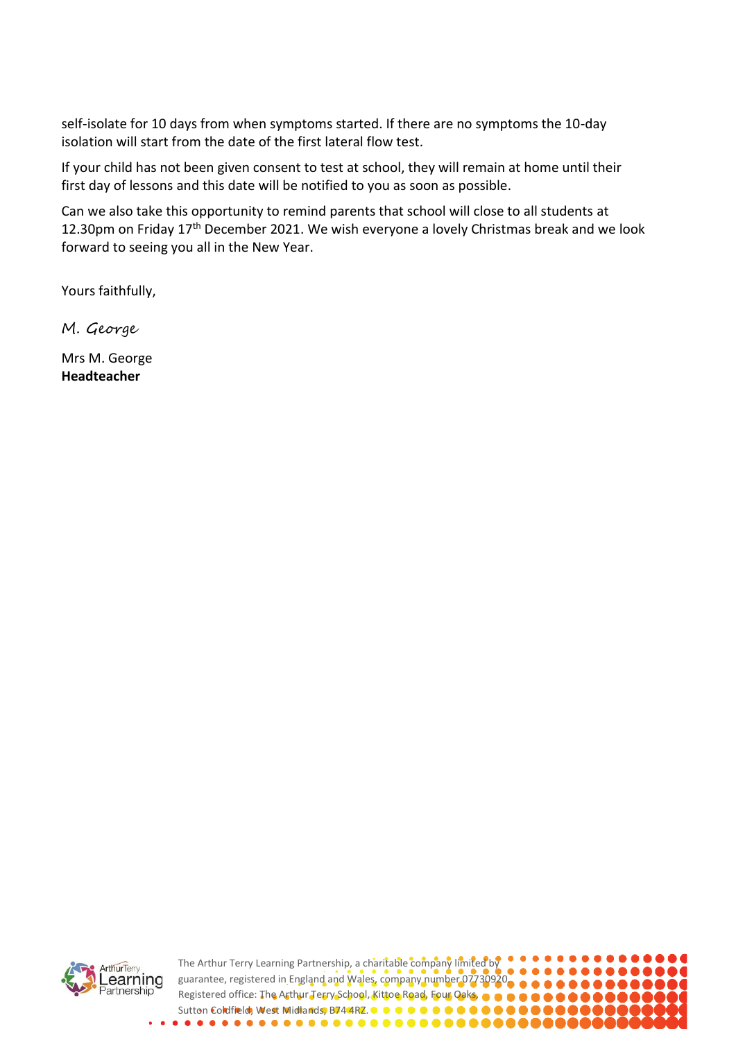self-isolate for 10 days from when symptoms started. If there are no symptoms the 10-day isolation will start from the date of the first lateral flow test.

If your child has not been given consent to test at school, they will remain at home until their first day of lessons and this date will be notified to you as soon as possible.

Can we also take this opportunity to remind parents that school will close to all students at 12.30pm on Friday 17th December 2021. We wish everyone a lovely Christmas break and we look forward to seeing you all in the New Year.

Yours faithfully,

*M. George*

Mrs M. George
**Headteacher**

The Arthur Terry Learning Partnership, a charitable company limited by guarantee, registered in England and Wales, company number 07730920. Registered office: The Arthur Terry School, Kittoe Road, Four Oaks, Sutton Coldfield, West Midlands, B74 4RZ.